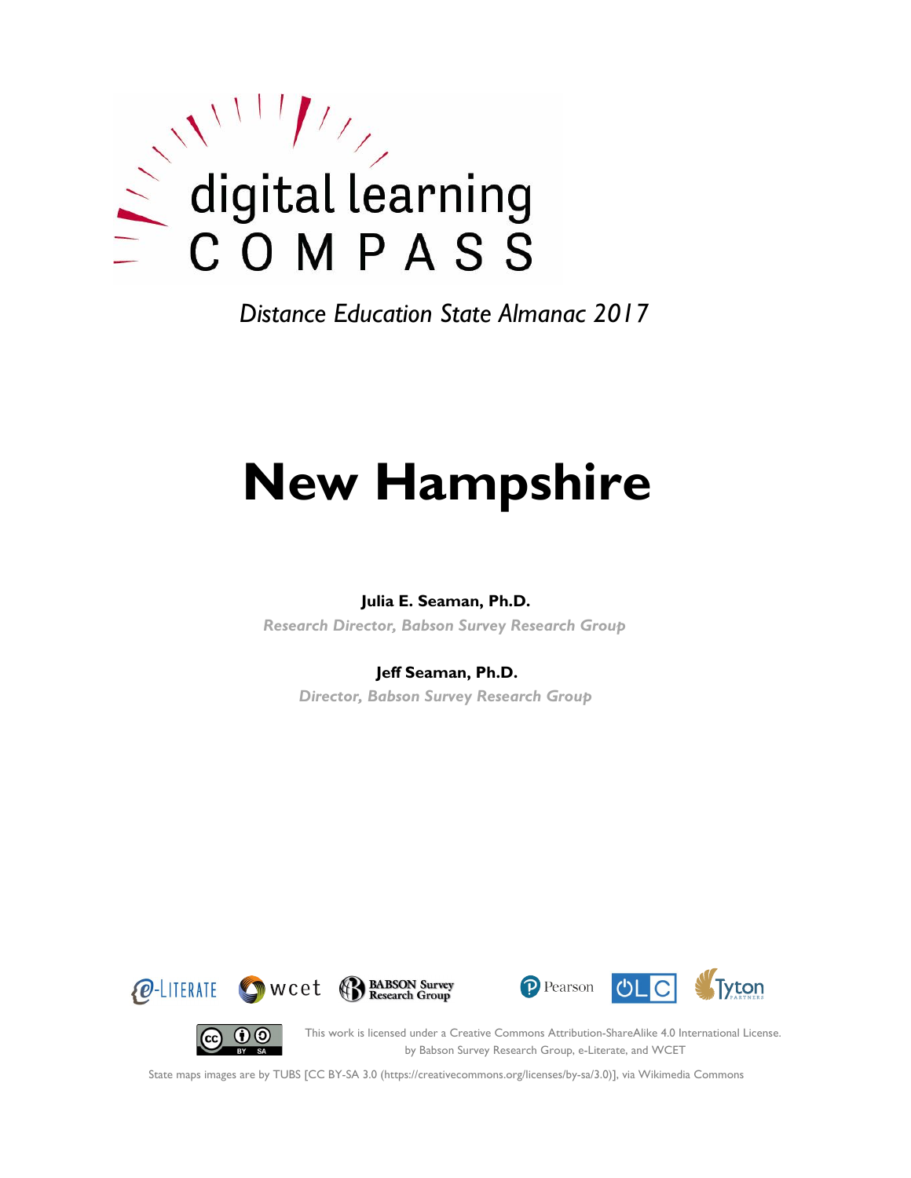digital learning COMPASS

*Distance Education State Almanac 2017*

# New Hampshire

**Julia E. Seaman, Ph.D.**

*Research Director, Babson Survey Research Group*

**Jeff Seaman, Ph.D.**

*Director, Babson Survey Research Group*

e-LITERATE wcet BABSON Survey Research Group Pearson OLC Tyton PARTNERS

This work is licensed under a Creative Commons Attribution-ShareAlike 4.0 International License. by Babson Survey Research Group, e-Literate, and WCET

State maps images are by TUBS [CC BY-SA 3.0 (https://creativecommons.org/licenses/by-sa/3.0)], via Wikimedia Commons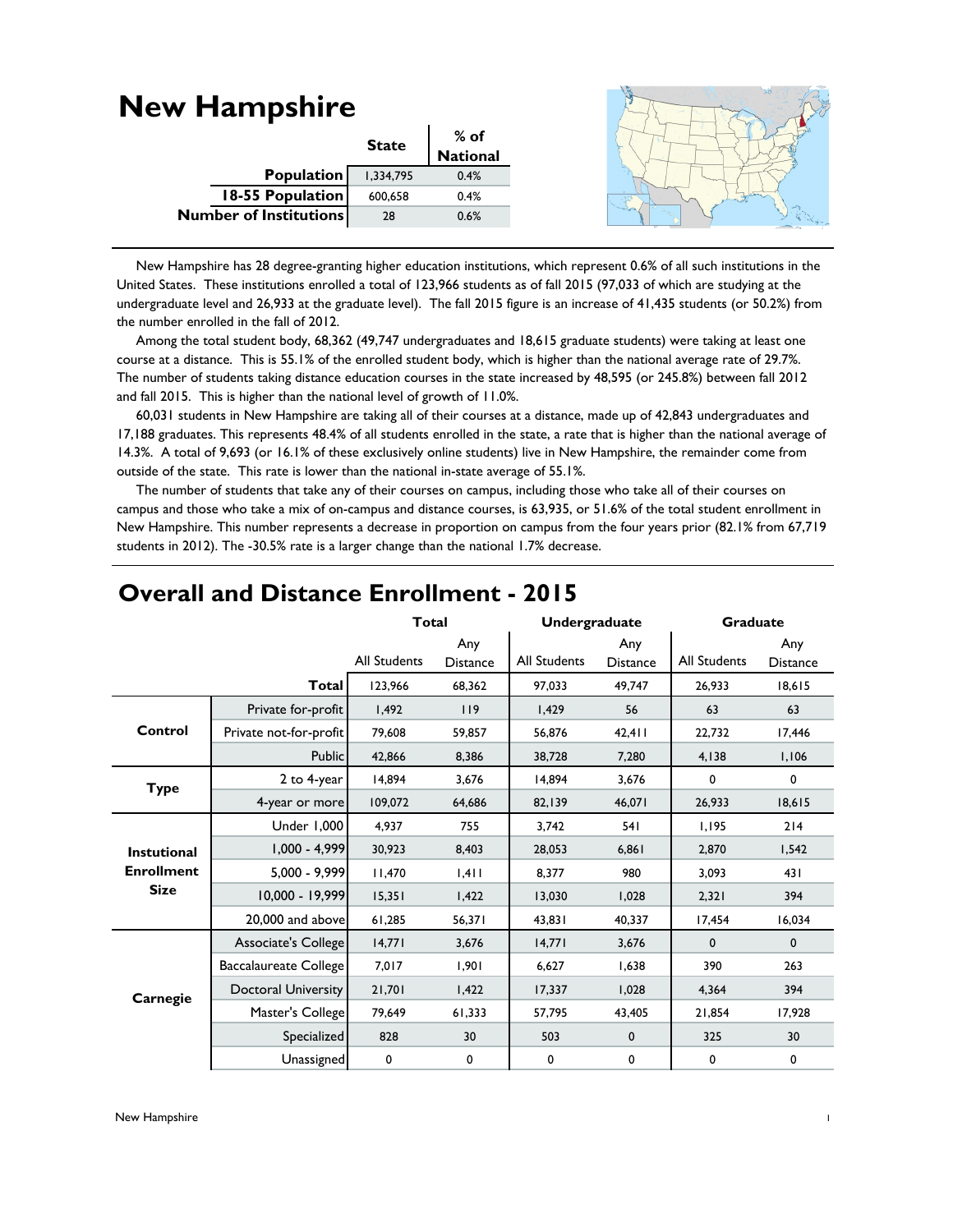# New Hampshire

| | State | % of National |
|---|---|---|
| **Population** | 1,334,795 | 0.4% |
| **18-55 Population** | 600,658 | 0.4% |
| **Number of Institutions** | 28 | 0.6% |

New Hampshire has 28 degree-granting higher education institutions, which represent 0.6% of all such institutions in the United States. These institutions enrolled a total of 123,966 students as of fall 2015 (97,033 of which are studying at the undergraduate level and 26,933 at the graduate level). The fall 2015 figure is an increase of 41,435 students (or 50.2%) from the number enrolled in the fall of 2012.

Among the total student body, 68,362 (49,747 undergraduates and 18,615 graduate students) were taking at least one course at a distance. This is 55.1% of the enrolled student body, which is higher than the national average rate of 29.7%. The number of students taking distance education courses in the state increased by 48,595 (or 245.8%) between fall 2012 and fall 2015. This is higher than the national level of growth of 11.0%.

60,031 students in New Hampshire are taking all of their courses at a distance, made up of 42,843 undergraduates and 17,188 graduates. This represents 48.4% of all students enrolled in the state, a rate that is higher than the national average of 14.3%. A total of 9,693 (or 16.1% of these exclusively online students) live in New Hampshire, the remainder come from outside of the state. This rate is lower than the national in-state average of 55.1%.

The number of students that take any of their courses on campus, including those who take all of their courses on campus and those who take a mix of on-campus and distance courses, is 63,935, or 51.6% of the total student enrollment in New Hampshire. This number represents a decrease in proportion on campus from the four years prior (82.1% from 67,719 students in 2012). The -30.5% rate is a larger change than the national 1.7% decrease.

## Overall and Distance Enrollment - 2015

| | | Total | | Undergraduate | | Graduate | |
|---|---|---|---|---|---|---|---|
| | | All Students | Any Distance | All Students | Any Distance | All Students | Any Distance |
| | **Total** | 123,966 | 68,362 | 97,033 | 49,747 | 26,933 | 18,615 |
| **Control** | Private for-profit | 1,492 | 119 | 1,429 | 56 | 63 | 63 |
| | Private not-for-profit | 79,608 | 59,857 | 56,876 | 42,411 | 22,732 | 17,446 |
| | Public | 42,866 | 8,386 | 38,728 | 7,280 | 4,138 | 1,106 |
| **Type** | 2 to 4-year | 14,894 | 3,676 | 14,894 | 3,676 | 0 | 0 |
| | 4-year or more | 109,072 | 64,686 | 82,139 | 46,071 | 26,933 | 18,615 |
| **Instutional Enrollment Size** | Under 1,000 | 4,937 | 755 | 3,742 | 541 | 1,195 | 214 |
| | 1,000 - 4,999 | 30,923 | 8,403 | 28,053 | 6,861 | 2,870 | 1,542 |
| | 5,000 - 9,999 | 11,470 | 1,411 | 8,377 | 980 | 3,093 | 431 |
| | 10,000 - 19,999 | 15,351 | 1,422 | 13,030 | 1,028 | 2,321 | 394 |
| | 20,000 and above | 61,285 | 56,371 | 43,831 | 40,337 | 17,454 | 16,034 |
| **Carnegie** | Associate's College | 14,771 | 3,676 | 14,771 | 3,676 | 0 | 0 |
| | Baccalaureate College | 7,017 | 1,901 | 6,627 | 1,638 | 390 | 263 |
| | Doctoral University | 21,701 | 1,422 | 17,337 | 1,028 | 4,364 | 394 |
| | Master's College | 79,649 | 61,333 | 57,795 | 43,405 | 21,854 | 17,928 |
| | Specialized | 828 | 30 | 503 | 0 | 325 | 30 |
| | Unassigned | 0 | 0 | 0 | 0 | 0 | 0 |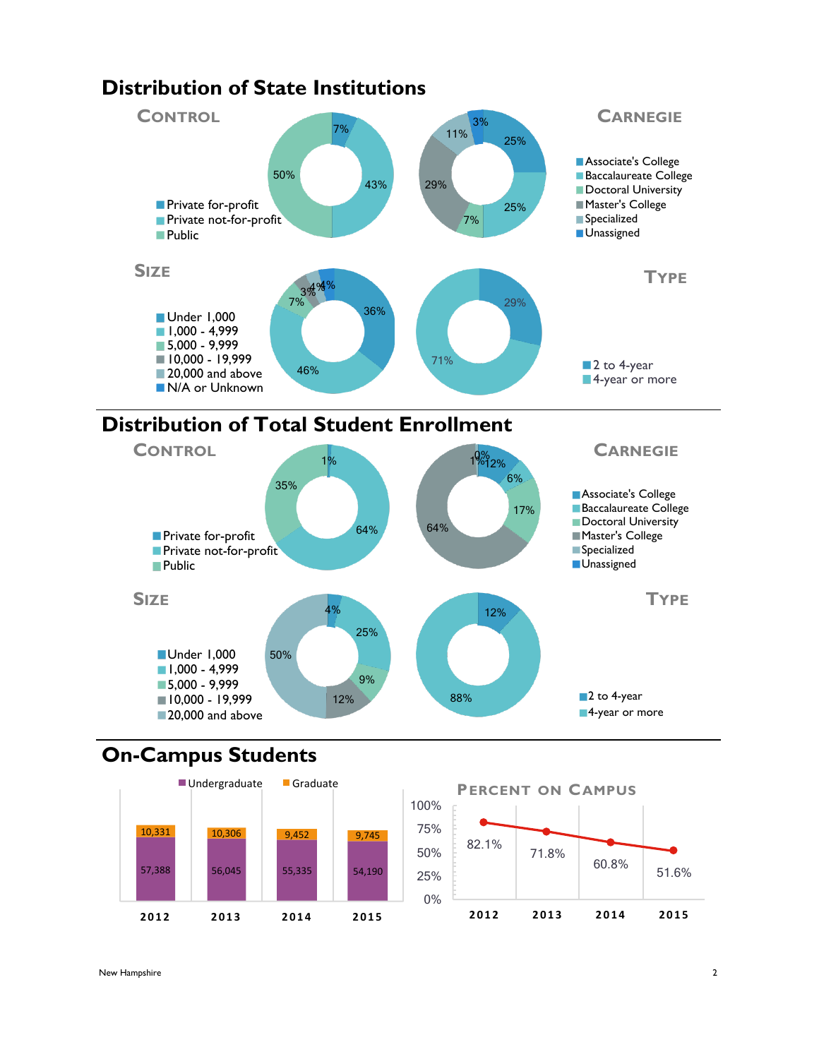# Distribution of State Institutions

## Control

- Private for-profit: 7%
- Private not-for-profit: 43%
- Public: 50%

## Carnegie

- Associate's College: 25%
- Baccalaureate College: 25%
- Doctoral University: 7%
- Master's College: 29%
- Specialized: 11%
- Unassigned: 3%

## Size

- Under 1,000: 36%
- 1,000 - 4,999: 46%
- 5,000 - 9,999: 7%
- 10,000 - 19,999: 3%
- 20,000 and above: 4%
- N/A or Unknown: 4%

## Type

- 2 to 4-year: 29%
- 4-year or more: 71%

# Distribution of Total Student Enrollment

## Control

- Private for-profit: 1%
- Private not-for-profit: 64%
- Public: 35%

## Carnegie

- Associate's College: 12%
- Baccalaureate College: 6%
- Doctoral University: 17%
- Master's College: 64%
- Specialized: 1%
- Unassigned: 0%

## Size

- Under 1,000: 4%
- 1,000 - 4,999: 25%
- 5,000 - 9,999: 9%
- 10,000 - 19,999: 12%
- 20,000 and above: 50%

## Type

- 2 to 4-year: 12%
- 4-year or more: 88%

# On-Campus Students

| Year | Undergraduate | Graduate |
|---|---|---|
| 2012 | 57,388 | 10,331 |
| 2013 | 56,045 | 10,306 |
| 2014 | 55,335 | 9,452 |
| 2015 | 54,190 | 9,745 |

## Percent on Campus

| Year | Percent |
|---|---|
| 2012 | 82.1% |
| 2013 | 71.8% |
| 2014 | 60.8% |
| 2015 | 51.6% |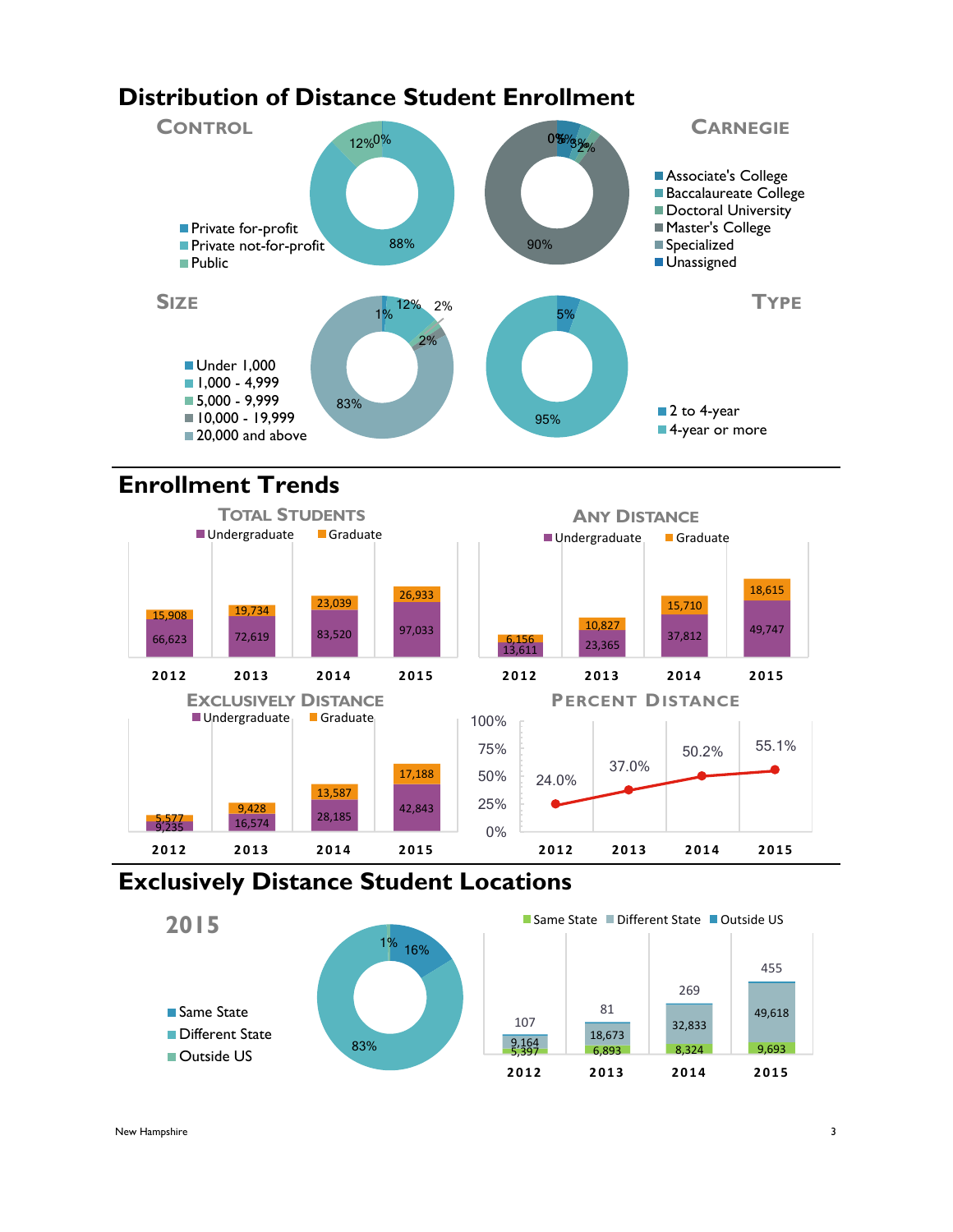# Distribution of Distance Student Enrollment

### Control

| Category | Percent |
|---|---|
| Private for-profit | 0% |
| Private not-for-profit | 88% |
| Public | 12% |

### Carnegie

| Category | Percent |
|---|---|
| Associate's College | |
| Baccalaureate College | |
| Doctoral University | |
| Master's College | 90% |
| Specialized | |
| Unassigned | |

Other labels visible: 0%, 5%, 3%, 2%

### Size

| Category | Percent |
|---|---|
| Under 1,000 | 1% |
| 1,000 - 4,999 | 12% |
| 5,000 - 9,999 | 2% |
| 10,000 - 19,999 | 2% |
| 20,000 and above | 83% |

### Type

| Category | Percent |
|---|---|
| 2 to 4-year | 5% |
| 4-year or more | 95% |

# Enrollment Trends

### Total Students

| Year | Undergraduate | Graduate |
|---|---|---|
| 2012 | 66,623 | 15,908 |
| 2013 | 72,619 | 19,734 |
| 2014 | 83,520 | 23,039 |
| 2015 | 97,033 | 26,933 |

### Any Distance

| Year | Undergraduate | Graduate |
|---|---|---|
| 2012 | 13,611 | 6,156 |
| 2013 | 23,365 | 10,827 |
| 2014 | 37,812 | 15,710 |
| 2015 | 49,747 | 18,615 |

### Exclusively Distance

| Year | Undergraduate | Graduate |
|---|---|---|
| 2012 | 9,235 | 5,577 |
| 2013 | 16,574 | 9,428 |
| 2014 | 28,185 | 13,587 |
| 2015 | 42,843 | 17,188 |

### Percent Distance

| Year | Percent |
|---|---|
| 2012 | 24.0% |
| 2013 | 37.0% |
| 2014 | 50.2% |
| 2015 | 55.1% |

# Exclusively Distance Student Locations

### 2015

| Location | Percent |
|---|---|
| Same State | 16% |
| Different State | 83% |
| Outside US | 1% |

| Year | Same State | Different State | Outside US |
|---|---|---|---|
| 2012 | 5,397 | 9,164 | 107 |
| 2013 | 6,893 | 18,673 | 81 |
| 2014 | 8,324 | 32,833 | 269 |
| 2015 | 9,693 | 49,618 | 455 |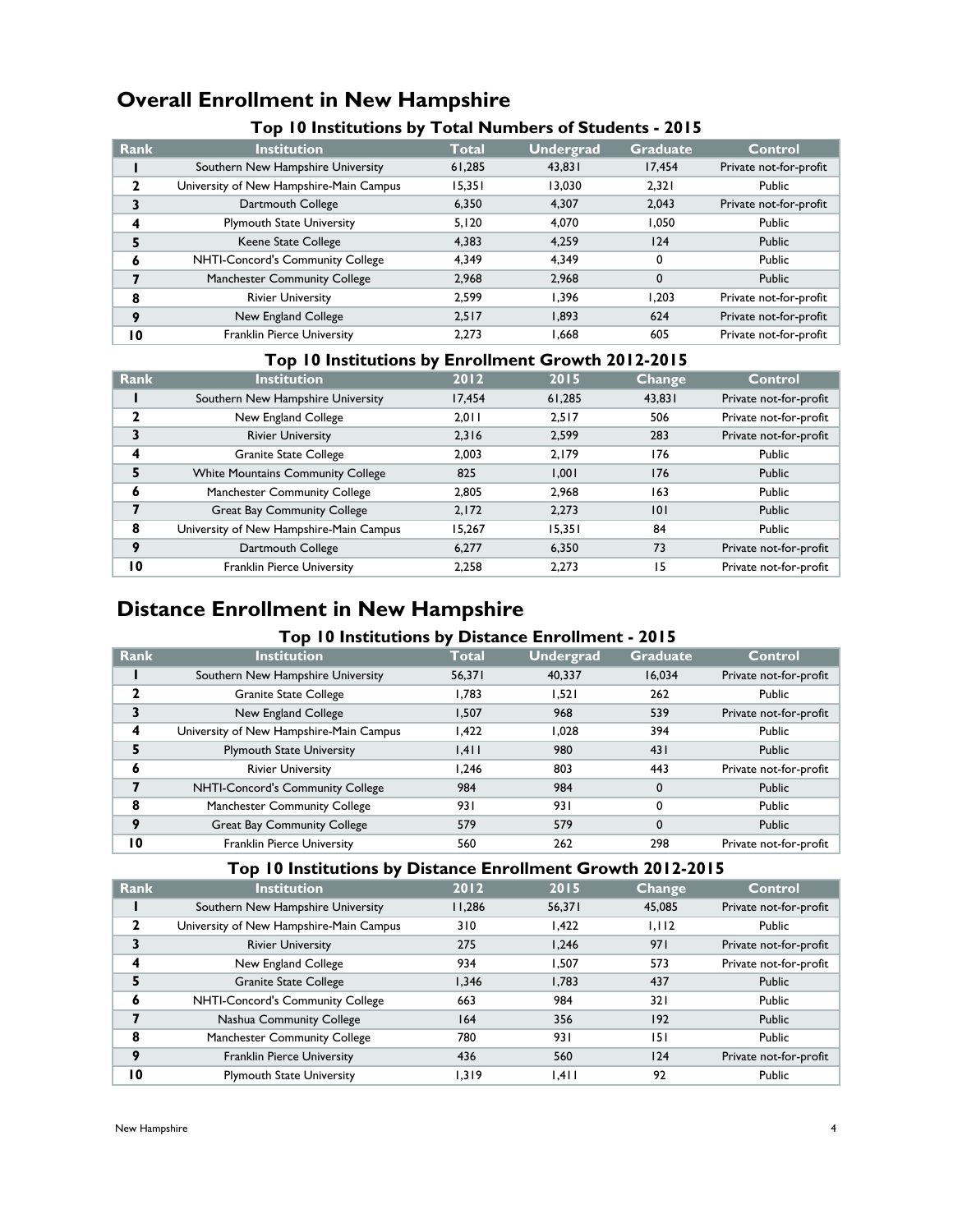## Overall Enrollment in New Hampshire

### Top 10 Institutions by Total Numbers of Students - 2015

| Rank | Institution | Total | Undergrad | Graduate | Control |
|---|---|---|---|---|---|
| 1 | Southern New Hampshire University | 61,285 | 43,831 | 17,454 | Private not-for-profit |
| 2 | University of New Hampshire-Main Campus | 15,351 | 13,030 | 2,321 | Public |
| 3 | Dartmouth College | 6,350 | 4,307 | 2,043 | Private not-for-profit |
| 4 | Plymouth State University | 5,120 | 4,070 | 1,050 | Public |
| 5 | Keene State College | 4,383 | 4,259 | 124 | Public |
| 6 | NHTI-Concord's Community College | 4,349 | 4,349 | 0 | Public |
| 7 | Manchester Community College | 2,968 | 2,968 | 0 | Public |
| 8 | Rivier University | 2,599 | 1,396 | 1,203 | Private not-for-profit |
| 9 | New England College | 2,517 | 1,893 | 624 | Private not-for-profit |
| 10 | Franklin Pierce University | 2,273 | 1,668 | 605 | Private not-for-profit |

### Top 10 Institutions by Enrollment Growth 2012-2015

| Rank | Institution | 2012 | 2015 | Change | Control |
|---|---|---|---|---|---|
| 1 | Southern New Hampshire University | 17,454 | 61,285 | 43,831 | Private not-for-profit |
| 2 | New England College | 2,011 | 2,517 | 506 | Private not-for-profit |
| 3 | Rivier University | 2,316 | 2,599 | 283 | Private not-for-profit |
| 4 | Granite State College | 2,003 | 2,179 | 176 | Public |
| 5 | White Mountains Community College | 825 | 1,001 | 176 | Public |
| 6 | Manchester Community College | 2,805 | 2,968 | 163 | Public |
| 7 | Great Bay Community College | 2,172 | 2,273 | 101 | Public |
| 8 | University of New Hampshire-Main Campus | 15,267 | 15,351 | 84 | Public |
| 9 | Dartmouth College | 6,277 | 6,350 | 73 | Private not-for-profit |
| 10 | Franklin Pierce University | 2,258 | 2,273 | 15 | Private not-for-profit |

## Distance Enrollment in New Hampshire

### Top 10 Institutions by Distance Enrollment - 2015

| Rank | Institution | Total | Undergrad | Graduate | Control |
|---|---|---|---|---|---|
| 1 | Southern New Hampshire University | 56,371 | 40,337 | 16,034 | Private not-for-profit |
| 2 | Granite State College | 1,783 | 1,521 | 262 | Public |
| 3 | New England College | 1,507 | 968 | 539 | Private not-for-profit |
| 4 | University of New Hampshire-Main Campus | 1,422 | 1,028 | 394 | Public |
| 5 | Plymouth State University | 1,411 | 980 | 431 | Public |
| 6 | Rivier University | 1,246 | 803 | 443 | Private not-for-profit |
| 7 | NHTI-Concord's Community College | 984 | 984 | 0 | Public |
| 8 | Manchester Community College | 931 | 931 | 0 | Public |
| 9 | Great Bay Community College | 579 | 579 | 0 | Public |
| 10 | Franklin Pierce University | 560 | 262 | 298 | Private not-for-profit |

### Top 10 Institutions by Distance Enrollment Growth 2012-2015

| Rank | Institution | 2012 | 2015 | Change | Control |
|---|---|---|---|---|---|
| 1 | Southern New Hampshire University | 11,286 | 56,371 | 45,085 | Private not-for-profit |
| 2 | University of New Hampshire-Main Campus | 310 | 1,422 | 1,112 | Public |
| 3 | Rivier University | 275 | 1,246 | 971 | Private not-for-profit |
| 4 | New England College | 934 | 1,507 | 573 | Private not-for-profit |
| 5 | Granite State College | 1,346 | 1,783 | 437 | Public |
| 6 | NHTI-Concord's Community College | 663 | 984 | 321 | Public |
| 7 | Nashua Community College | 164 | 356 | 192 | Public |
| 8 | Manchester Community College | 780 | 931 | 151 | Public |
| 9 | Franklin Pierce University | 436 | 560 | 124 | Private not-for-profit |
| 10 | Plymouth State University | 1,319 | 1,411 | 92 | Public |